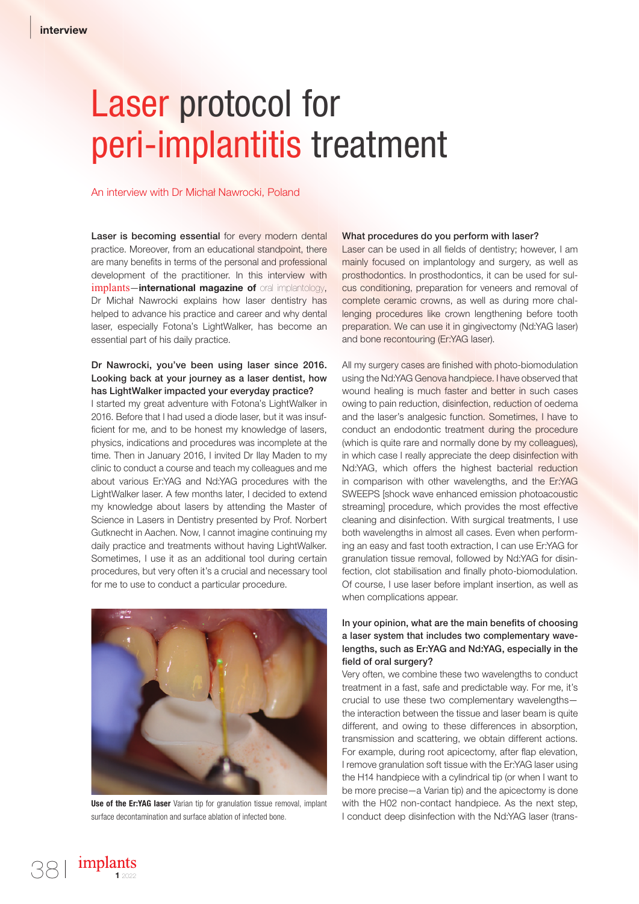# Laser protocol for peri-implantitis treatment

An interview with Dr Michał Nawrocki, Poland

**Laser is becoming essential** for every modern dental practice. Moreover, from an educational standpoint, there are many benefits in terms of the personal and professional development of the practitioner. In this interview with implants—**international magazine of** oral implantology, Dr Michał Nawrocki explains how laser dentistry has helped to advance his practice and career and why dental laser, especially Fotona's LightWalker, has become an essential part of his daily practice.

**Dr Nawrocki, you've been using laser since 2016. Looking back at your journey as a laser dentist, how has LightWalker impacted your everyday practice?**

I started my great adventure with Fotona's LightWalker in 2016. Before that I had used a diode laser, but it was insufficient for me, and to be honest my knowledge of lasers, physics, indications and procedures was incomplete at the time. Then in January 2016, I invited Dr Ilay Maden to my clinic to conduct a course and teach my colleagues and me about various Er:YAG and Nd:YAG procedures with the LightWalker laser. A few months later, I decided to extend my knowledge about lasers by attending the Master of Science in Lasers in Dentistry presented by Prof. Norbert Gutknecht in Aachen. Now, I cannot imagine continuing my daily practice and treatments without having LightWalker. Sometimes, I use it as an additional tool during certain procedures, but very often it's a crucial and necessary tool for me to use to conduct a particular procedure.

**Use of the Er:YAG laser** Varian tip for granulation tissue removal, implant surface decontamination and surface ablation of infected bone.

**What procedures do you perform with laser?**

Laser can be used in all fields of dentistry; however, I am mainly focused on implantology and surgery, as well as prosthodontics. In prosthodontics, it can be used for sulcus conditioning, preparation for veneers and removal of complete ceramic crowns, as well as during more challenging procedures like crown lengthening before tooth preparation. We can use it in gingivectomy (Nd:YAG laser) and bone recontouring (Er:YAG laser).

All my surgery cases are finished with photo-biomodulation using the Nd:YAG Genova handpiece. I have observed that wound healing is much faster and better in such cases owing to pain reduction, disinfection, reduction of oedema and the laser's analgesic function. Sometimes, I have to conduct an endodontic treatment during the procedure (which is quite rare and normally done by my colleagues), in which case I really appreciate the deep disinfection with Nd:YAG, which offers the highest bacterial reduction in comparison with other wavelengths, and the Er:YAG SWEEPS [shock wave enhanced emission photoacoustic streaming] procedure, which provides the most effective cleaning and disinfection. With surgical treatments, I use both wavelengths in almost all cases. Even when performing an easy and fast tooth extraction, I can use Er:YAG for granulation tissue removal, followed by Nd:YAG for disinfection, clot stabilisation and finally photo-biomodulation. Of course, I use laser before implant insertion, as well as when complications appear.

**In your opinion, what are the main benefits of choosing a laser system that includes two complementary wavelengths, such as Er:YAG and Nd:YAG, especially in the field of oral surgery?**

Very often, we combine these two wavelengths to conduct treatment in a fast, safe and predictable way. For me, it's crucial to use these two complementary wavelengths—the interaction between the tissue and laser beam is quite different, and owing to these differences in absorption, transmission and scattering, we obtain different actions. For example, during root apicectomy, after flap elevation, I remove granulation soft tissue with the Er:YAG laser using the H14 handpiece with a cylindrical tip (or when I want to be more precise—a Varian tip) and the apicectomy is done with the H02 non-contact handpiece. As the next step, I conduct deep disinfection with the Nd:YAG laser (trans-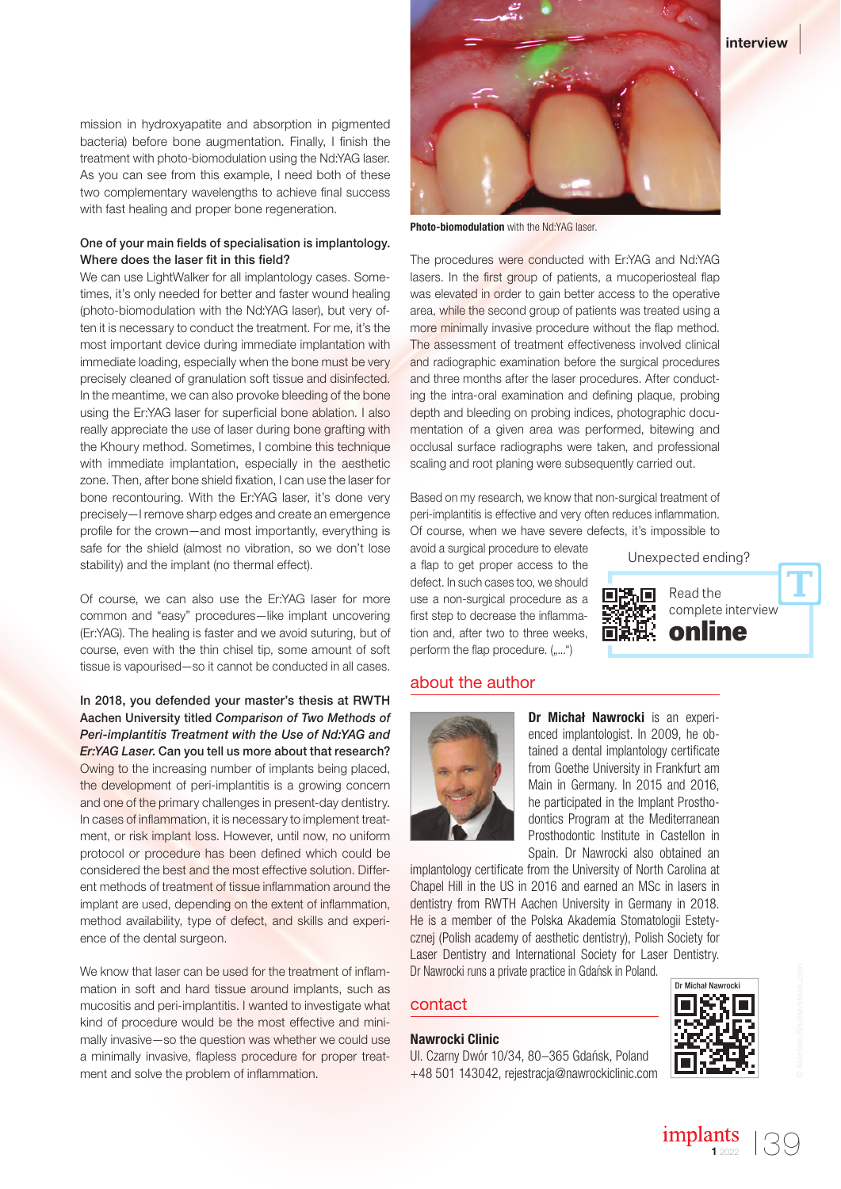mission in hydroxyapatite and absorption in pigmented bacteria) before bone augmentation. Finally, I finish the treatment with photo-biomodulation using the Nd:YAG laser. As you can see from this example, I need both of these two complementary wavelengths to achieve final success with fast healing and proper bone regeneration.

**One of your main fields of specialisation is implantology. Where does the laser fit in this field?**

We can use LightWalker for all implantology cases. Sometimes, it's only needed for better and faster wound healing (photo-biomodulation with the Nd:YAG laser), but very often it is necessary to conduct the treatment. For me, it's the most important device during immediate implantation with immediate loading, especially when the bone must be very precisely cleaned of granulation soft tissue and disinfected. In the meantime, we can also provoke bleeding of the bone using the Er:YAG laser for superficial bone ablation. I also really appreciate the use of laser during bone grafting with the Khoury method. Sometimes, I combine this technique with immediate implantation, especially in the aesthetic zone. Then, after bone shield fixation, I can use the laser for bone recontouring. With the Er:YAG laser, it's done very precisely—I remove sharp edges and create an emergence profile for the crown—and most importantly, everything is safe for the shield (almost no vibration, so we don't lose stability) and the implant (no thermal effect).

Of course, we can also use the Er:YAG laser for more common and "easy" procedures—like implant uncovering (Er:YAG). The healing is faster and we avoid suturing, but of course, even with the thin chisel tip, some amount of soft tissue is vapourised—so it cannot be conducted in all cases.

**In 2018, you defended your master's thesis at RWTH Aachen University titled *Comparison of Two Methods of Peri-implantitis Treatment with the Use of Nd:YAG and Er:YAG Laser*. Can you tell us more about that research?**

Owing to the increasing number of implants being placed, the development of peri-implantitis is a growing concern and one of the primary challenges in present-day dentistry. In cases of inflammation, it is necessary to implement treatment, or risk implant loss. However, until now, no uniform protocol or procedure has been defined which could be considered the best and the most effective solution. Different methods of treatment of tissue inflammation around the implant are used, depending on the extent of inflammation, method availability, type of defect, and skills and experience of the dental surgeon.

We know that laser can be used for the treatment of inflammation in soft and hard tissue around implants, such as mucositis and peri-implantitis. I wanted to investigate what kind of procedure would be the most effective and minimally invasive—so the question was whether we could use a minimally invasive, flapless procedure for proper treatment and solve the problem of inflammation.

**Photo-biomodulation** with the Nd:YAG laser.

The procedures were conducted with Er:YAG and Nd:YAG lasers. In the first group of patients, a mucoperiosteal flap was elevated in order to gain better access to the operative area, while the second group of patients was treated using a more minimally invasive procedure without the flap method. The assessment of treatment effectiveness involved clinical and radiographic examination before the surgical procedures and three months after the laser procedures. After conducting the intra-oral examination and defining plaque, probing depth and bleeding on probing indices, photographic documentation of a given area was performed, bitewing and occlusal surface radiographs were taken, and professional scaling and root planing were subsequently carried out.

Based on my research, we know that non-surgical treatment of peri-implantitis is effective and very often reduces inflammation. Of course, when we have severe defects, it's impossible to avoid a surgical procedure to elevate a flap to get proper access to the defect. In such cases too, we should use a non-surgical procedure as a first step to decrease the inflammation and, after two to three weeks, perform the flap procedure. („...")

Unexpected ending?

Read the complete interview **online**

## about the author

**Dr Michał Nawrocki** is an experienced implantologist. In 2009, he obtained a dental implantology certificate from Goethe University in Frankfurt am Main in Germany. In 2015 and 2016, he participated in the Implant Prosthodontics Program at the Mediterranean Prosthodontic Institute in Castellon in Spain. Dr Nawrocki also obtained an implantology certificate from the University of North Carolina at Chapel Hill in the US in 2016 and earned an MSc in lasers in dentistry from RWTH Aachen University in Germany in 2018. He is a member of the Polska Akademia Stomatologii Estetycznej (Polish academy of aesthetic dentistry), Polish Society for Laser Dentistry and International Society for Laser Dentistry. Dr Nawrocki runs a private practice in Gdańsk in Poland.

## contact

**Nawrocki Clinic**

Ul. Czarny Dwór 10/34, 80–365 Gdańsk, Poland
+48 501 143042, rejestracja@nawrockiclinic.com

Dr Michał Nawrocki